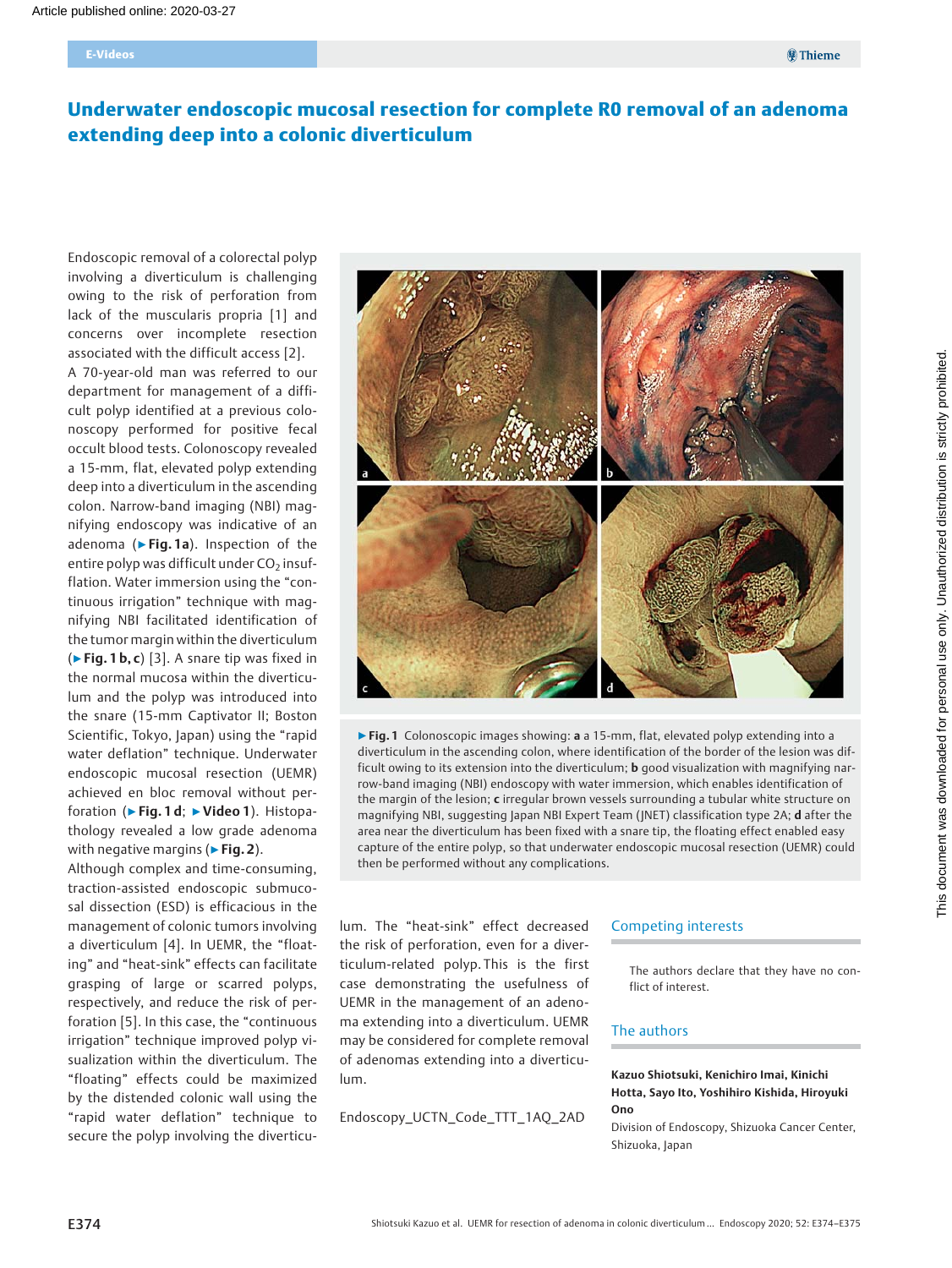# Underwater endoscopic mucosal resection for complete R0 removal of an adenoma extending deep into a colonic diverticulum

Endoscopic removal of a colorectal polyp involving a diverticulum is challenging owing to the risk of perforation from lack of the muscularis propria [1] and concerns over incomplete resection associated with the difficult access [2].

A 70-year-old man was referred to our department for management of a difficult polyp identified at a previous colonoscopy performed for positive fecal occult blood tests. Colonoscopy revealed a 15-mm, flat, elevated polyp extending deep into a diverticulum in the ascending colon. Narrow-band imaging (NBI) magnifying endoscopy was indicative of an adenoma (▶ **Fig. 1a**). Inspection of the entire polyp was difficult under $CO_2$ insufflation. Water immersion using the "continuous irrigation" technique with magnifying NBI facilitated identification of the tumor margin within the diverticulum (▶ **Fig. 1 b, c**) [3]. A snare tip was fixed in the normal mucosa within the diverticulum and the polyp was introduced into the snare (15-mm Captivator II; Boston Scientific, Tokyo, Japan) using the "rapid water deflation" technique. Underwater endoscopic mucosal resection (UEMR) achieved en bloc removal without perforation (▶ **Fig. 1 d**; ▶ **Video 1**). Histopathology revealed a low grade adenoma with negative margins (▶ **Fig. 2**).

Although complex and time-consuming, traction-assisted endoscopic submucosal dissection (ESD) is efficacious in the management of colonic tumors involving a diverticulum [4]. In UEMR, the "floating" and "heat-sink" effects can facilitate grasping of large or scarred polyps, respectively, and reduce the risk of perforation [5]. In this case, the "continuous irrigation" technique improved polyp visualization within the diverticulum. The "floating" effects could be maximized by the distended colonic wall using the "rapid water deflation" technique to secure the polyp involving the diverticulum. The "heat-sink" effect decreased the risk of perforation, even for a diverticulum-related polyp. This is the first case demonstrating the usefulness of UEMR in the management of an adenoma extending into a diverticulum. UEMR may be considered for complete removal of adenomas extending into a diverticulum.

Endoscopy_UCTN_Code_TTT_1AQ_2AD

▶ **Fig. 1** Colonoscopic images showing: **a** a 15-mm, flat, elevated polyp extending into a diverticulum in the ascending colon, where identification of the border of the lesion was difficult owing to its extension into the diverticulum; **b** good visualization with magnifying narrow-band imaging (NBI) endoscopy with water immersion, which enables identification of the margin of the lesion; **c** irregular brown vessels surrounding a tubular white structure on magnifying NBI, suggesting Japan NBI Expert Team (JNET) classification type 2A; **d** after the area near the diverticulum has been fixed with a snare tip, the floating effect enabled easy capture of the entire polyp, so that underwater endoscopic mucosal resection (UEMR) could then be performed without any complications.

## Competing interests

The authors declare that they have no conflict of interest.

## The authors

**Kazuo Shiotsuki, Kenichiro Imai, Kinichi Hotta, Sayo Ito, Yoshihiro Kishida, Hiroyuki Ono**

Division of Endoscopy, Shizuoka Cancer Center, Shizuoka, Japan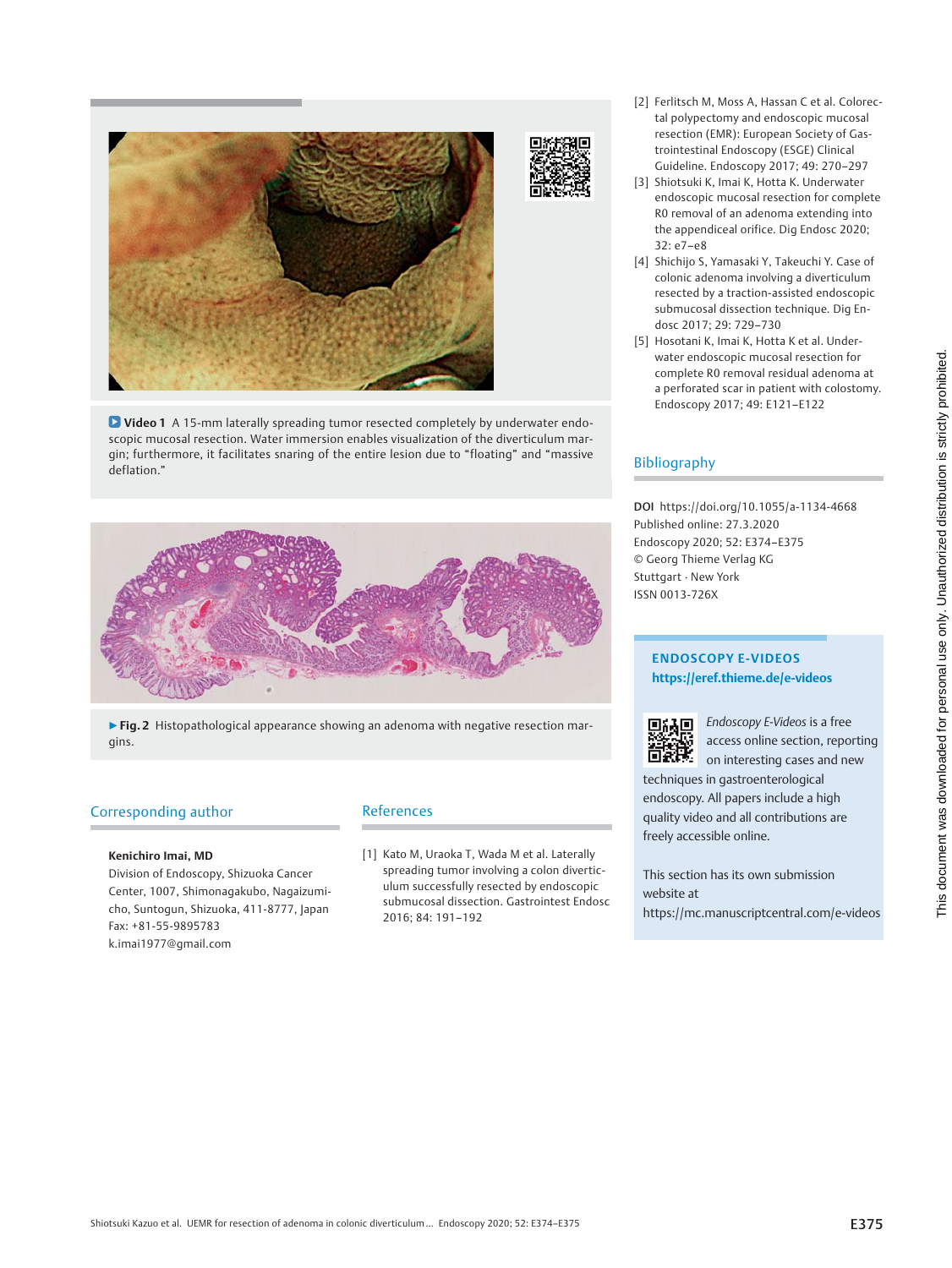**Video 1** A 15-mm laterally spreading tumor resected completely by underwater endoscopic mucosal resection. Water immersion enables visualization of the diverticulum margin; furthermore, it facilitates snaring of the entire lesion due to "floating" and "massive deflation."

**Fig. 2** Histopathological appearance showing an adenoma with negative resection margins.

## Corresponding author

**Kenichiro Imai, MD**
Division of Endoscopy, Shizuoka Cancer Center, 1007, Shimonagakubo, Nagaizumi-cho, Suntogun, Shizuoka, 411-8777, Japan
Fax: +81-55-9895783
k.imai1977@gmail.com

## References

[1] Kato M, Uraoka T, Wada M et al. Laterally spreading tumor involving a colon diverticulum successfully resected by endoscopic submucosal dissection. Gastrointest Endosc 2016; 84: 191–192

[2] Ferlitsch M, Moss A, Hassan C et al. Colorectal polypectomy and endoscopic mucosal resection (EMR): European Society of Gastrointestinal Endoscopy (ESGE) Clinical Guideline. Endoscopy 2017; 49: 270–297

[3] Shiotsuki K, Imai K, Hotta K. Underwater endoscopic mucosal resection for complete R0 removal of an adenoma extending into the appendiceal orifice. Dig Endosc 2020; 32: e7–e8

[4] Shichijo S, Yamasaki Y, Takeuchi Y. Case of colonic adenoma involving a diverticulum resected by a traction-assisted endoscopic submucosal dissection technique. Dig Endosc 2017; 29: 729–730

[5] Hosotani K, Imai K, Hotta K et al. Underwater endoscopic mucosal resection for complete R0 removal residual adenoma at a perforated scar in patient with colostomy. Endoscopy 2017; 49: E121–E122

## Bibliography

**DOI** https://doi.org/10.1055/a-1134-4668
Published online: 27.3.2020
Endoscopy 2020; 52: E374–E375
© Georg Thieme Verlag KG
Stuttgart · New York
ISSN 0013-726X

### ENDOSCOPY E-VIDEOS
**https://eref.thieme.de/e-videos**

*Endoscopy E-Videos* is a free access online section, reporting on interesting cases and new techniques in gastroenterological endoscopy. All papers include a high quality video and all contributions are freely accessible online.

This section has its own submission website at
https://mc.manuscriptcentral.com/e-videos